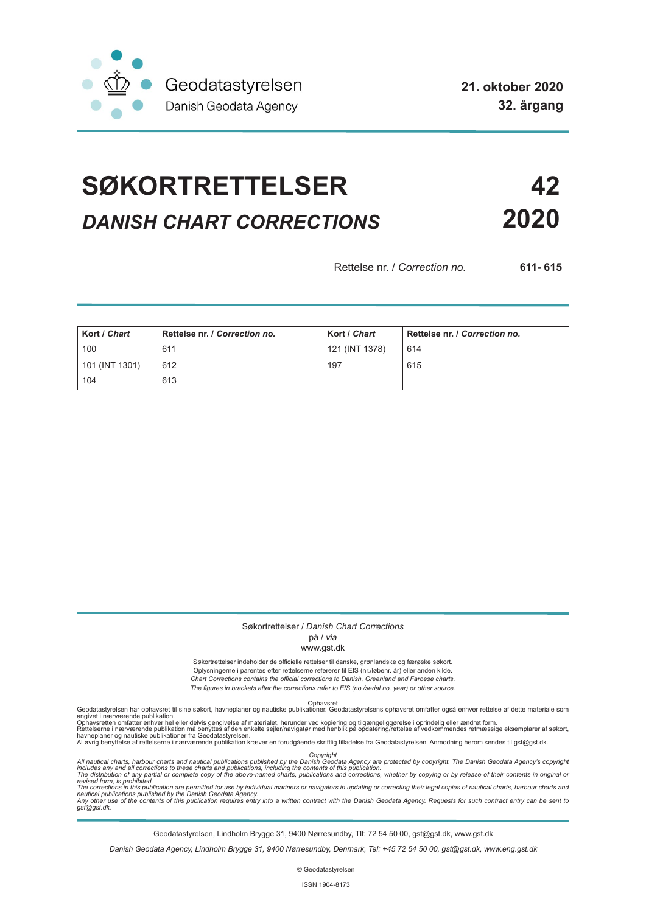Geodatastyrelsen
Danish Geodata Agency

**21. oktober 2020**
**32. årgang**

# SØKORTRETTELSER **42**

## *DANISH CHART CORRECTIONS* **2020**

Rettelse nr. / *Correction no.* **611- 615**

| **Kort** / ***Chart*** | **Rettelse nr. / *Correction no.*** | **Kort** / ***Chart*** | **Rettelse nr. / *Correction no.*** |
|---|---|---|---|
| 100 | 611 | 121 (INT 1378) | 614 |
| 101 (INT 1301) | 612 | 197 | 615 |
| 104 | 613 | | |

Søkortrettelser / *Danish Chart Corrections*
på / *via*
www.gst.dk

Søkortrettelser indeholder de officielle rettelser til danske, grønlandske og færøske søkort.
Oplysningerne i parentes efter rettelserne refererer til EfS (nr./løbenr. år) eller anden kilde.
*Chart Corrections contains the official corrections to Danish, Greenland and Faroese charts.*
*The figures in brackets after the corrections refer to EfS (no./serial no. year) or other source.*

Ophavsret
Geodatastyrelsen har ophavsret til sine søkort, havneplaner og nautiske publikationer. Geodatastyrelsens ophavsret omfatter også enhver rettelse af dette materiale som angivet i nærværende publikation.
Ophavsretten omfatter enhver hel eller delvis gengivelse af materialet, herunder ved kopiering og tilgængeliggørelse i oprindelig eller ændret form.
Rettelserne i nærværende publikation må benyttes af den enkelte sejler/navigatør med henblik på opdatering/rettelse af vedkommendes retmæssige eksemplarer af søkort, havneplaner og nautiske publikationer fra Geodatastyrelsen.
Al øvrig benyttelse af rettelserne i nærværende publikation kræver en forudgående skriftlig tilladelse fra Geodatastyrelsen. Anmodning herom sendes til gst@gst.dk.

*Copyright*
*All nautical charts, harbour charts and nautical publications published by the Danish Geodata Agency are protected by copyright. The Danish Geodata Agency's copyright includes any and all corrections to these charts and publications, including the contents of this publication.*
*The distribution of any partial or complete copy of the above-named charts, publications and corrections, whether by copying or by release of their contents in original or revised form, is prohibited.*
*The corrections in this publication are permitted for use by individual mariners or navigators in updating or correcting their legal copies of nautical charts, harbour charts and nautical publications published by the Danish Geodata Agency.*
*Any other use of the contents of this publication requires entry into a written contract with the Danish Geodata Agency. Requests for such contract entry can be sent to gst@gst.dk.*

Geodatastyrelsen, Lindholm Brygge 31, 9400 Nørresundby, Tlf: 72 54 50 00, gst@gst.dk, www.gst.dk

*Danish Geodata Agency, Lindholm Brygge 31, 9400 Nørresundby, Denmark, Tel: +45 72 54 50 00, gst@gst.dk, www.eng.gst.dk*

© Geodatastyrelsen

ISSN 1904-8173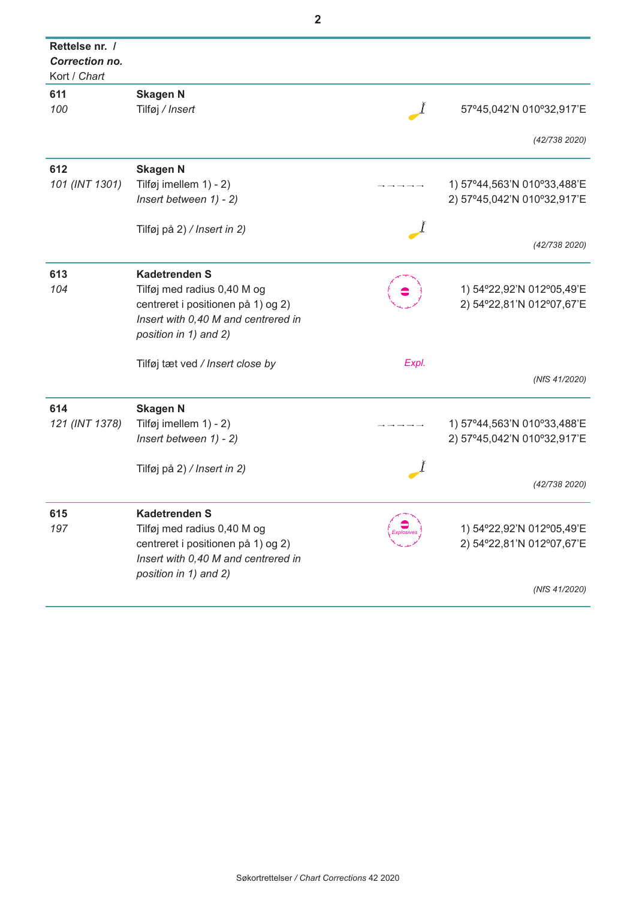| **Rettelse nr. /** ***Correction no.*** Kort / *Chart* | | | |
|---|---|---|---|
| **611** *100* | **Skagen N** Tilføj / *Insert* | | 57º45,042'N 010º32,917'E *(42/738 2020)* |
| **612** *101 (INT 1301)* | **Skagen N** Tilføj imellem 1) - 2) *Insert between 1) - 2)* | | 1) 57º44,563'N 010º33,488'E 2) 57º45,042'N 010º32,917'E |
| | Tilføj på 2) / *Insert in 2)* | | *(42/738 2020)* |
| **613** *104* | **Kadetrenden S** Tilføj med radius 0,40 M og centreret i positionen på 1) og 2) *Insert with 0,40 M and centrered in position in 1) and 2)* | | 1) 54º22,92'N 012º05,49'E 2) 54º22,81'N 012º07,67'E |
| | Tilføj tæt ved / *Insert close by* | *Expl.* | *(NfS 41/2020)* |
| **614** *121 (INT 1378)* | **Skagen N** Tilføj imellem 1) - 2) *Insert between 1) - 2)* | | 1) 57º44,563'N 010º33,488'E 2) 57º45,042'N 010º32,917'E |
| | Tilføj på 2) / *Insert in 2)* | | *(42/738 2020)* |
| **615** *197* | **Kadetrenden S** Tilføj med radius 0,40 M og centreret i positionen på 1) og 2) *Insert with 0,40 M and centrered in position in 1) and 2)* | *Explosives* | 1) 54º22,92'N 012º05,49'E 2) 54º22,81'N 012º07,67'E *(NfS 41/2020)* |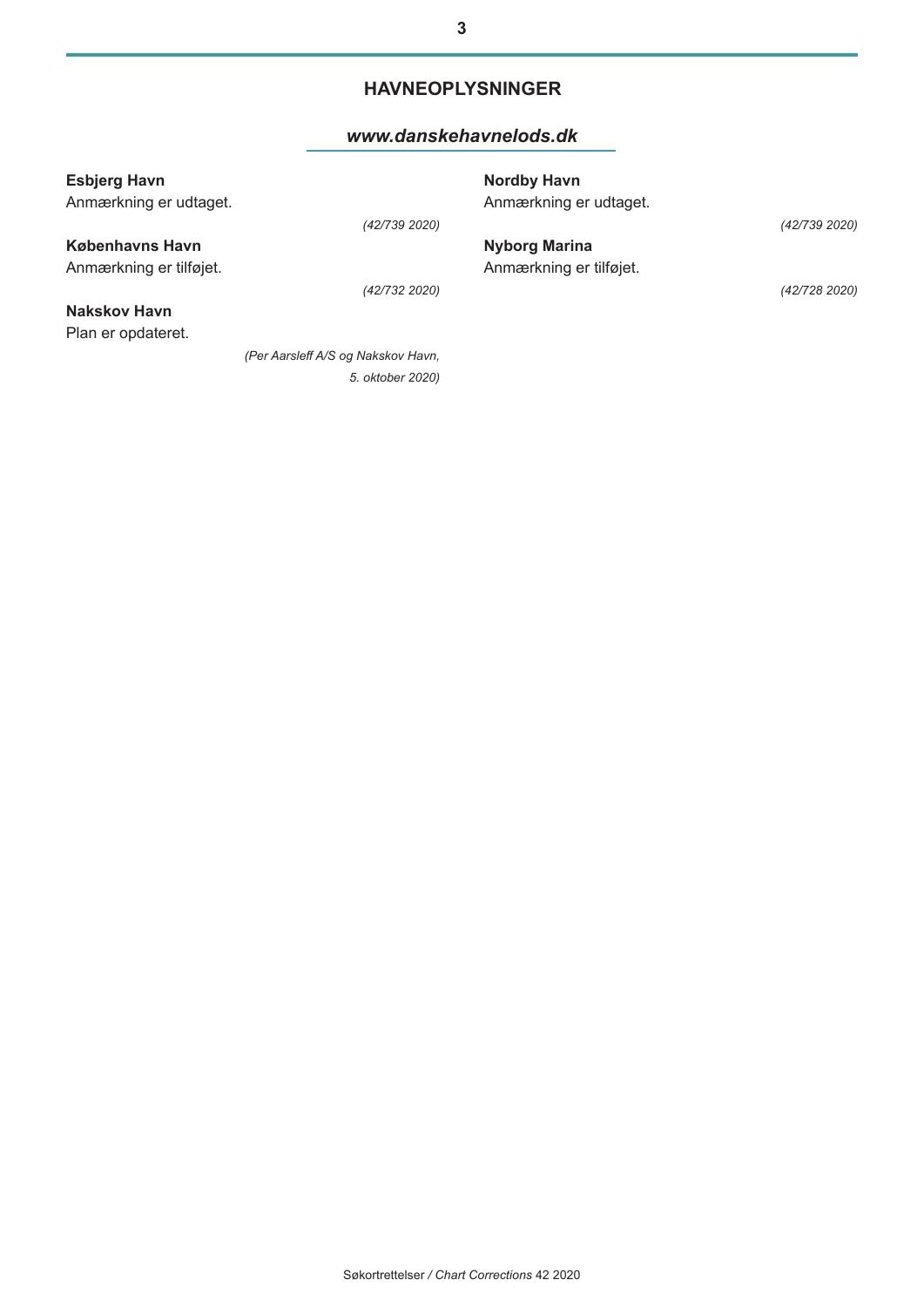## HAVNEOPLYSNINGER

*www.danskehavnelods.dk*

**Esbjerg Havn**

Anmærkning er udtaget.

*(42/739 2020)*

**Københavns Havn**

Anmærkning er tilføjet.

*(42/732 2020)*

**Nakskov Havn**

Plan er opdateret.

*(Per Aarsleff A/S og Nakskov Havn, 5. oktober 2020)*

**Nordby Havn**

Anmærkning er udtaget.

*(42/739 2020)*

**Nyborg Marina**

Anmærkning er tilføjet.

*(42/728 2020)*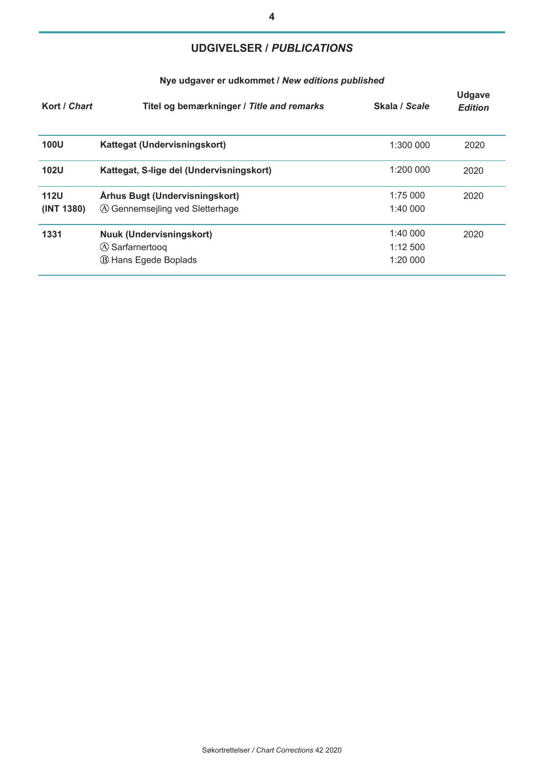## UDGIVELSER / *PUBLICATIONS*

### Nye udgaver er udkommet / *New editions published*

| Kort / *Chart* | Titel og bemærkninger / *Title and remarks* | Skala / *Scale* | Udgave *Edition* |
|---|---|---|---|
| **100U** | **Kattegat (Undervisningskort)** | 1:300 000 | 2020 |
| **102U** | **Kattegat, S-lige del (Undervisningskort)** | 1:200 000 | 2020 |
| **112U (INT 1380)** | **Århus Bugt (Undervisningskort)**<br>Ⓐ Gennemsejling ved Sletterhage | 1:75 000<br>1:40 000 | 2020 |
| **1331** | **Nuuk (Undervisningskort)**<br>Ⓐ Sarfarnertooq<br>Ⓑ Hans Egede Boplads | 1:40 000<br>1:12 500<br>1:20 000 | 2020 |